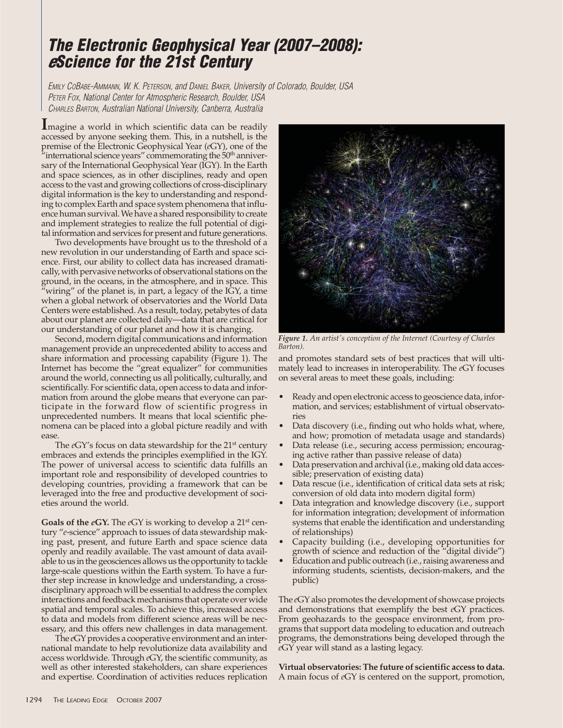# *The Electronic Geophysical Year (2007–2008): eScience for the 21st Century*

*Emily CoBabe-Ammann, W. K. Peterson, and Daniel Baker, University of Colorado, Boulder, USA*
*Peter Fox, National Center for Atmospheric Research, Boulder, USA*
*Charles Barton, Australian National University, Canberra, Australia*

Imagine a world in which scientific data can be readily accessed by anyone seeking them. This, in a nutshell, is the premise of the Electronic Geophysical Year (*e*GY), one of the "international science years" commemorating the 50th anniversary of the International Geophysical Year (IGY). In the Earth and space sciences, as in other disciplines, ready and open access to the vast and growing collections of cross-disciplinary digital information is the key to understanding and responding to complex Earth and space system phenomena that influence human survival. We have a shared responsibility to create and implement strategies to realize the full potential of digital information and services for present and future generations.

Two developments have brought us to the threshold of a new revolution in our understanding of Earth and space science. First, our ability to collect data has increased dramatically, with pervasive networks of observational stations on the ground, in the oceans, in the atmosphere, and in space. This "wiring" of the planet is, in part, a legacy of the IGY, a time when a global network of observatories and the World Data Centers were established. As a result, today, petabytes of data about our planet are collected daily—data that are critical for our understanding of our planet and how it is changing.

Second, modern digital communications and information management provide an unprecedented ability to access and share information and processing capability (Figure 1). The Internet has become the "great equalizer" for communities around the world, connecting us all politically, culturally, and scientifically. For scientific data, open access to data and information from around the globe means that everyone can participate in the forward flow of scientific progress in unprecedented numbers. It means that local scientific phenomena can be placed into a global picture readily and with ease.

The *e*GY's focus on data stewardship for the 21st century embraces and extends the principles exemplified in the IGY. The power of universal access to scientific data fulfills an important role and responsibility of developed countries to developing countries, providing a framework that can be leveraged into the free and productive development of societies around the world.

**Goals of the *e*GY.** The *e*GY is working to develop a 21st century "*e*-science" approach to issues of data stewardship making past, present, and future Earth and space science data openly and readily available. The vast amount of data available to us in the geosciences allows us the opportunity to tackle large-scale questions within the Earth system. To have a further step increase in knowledge and understanding, a cross-disciplinary approach will be essential to address the complex interactions and feedback mechanisms that operate over wide spatial and temporal scales. To achieve this, increased access to data and models from different science areas will be necessary, and this offers new challenges in data management.

The *e*GY provides a cooperative environment and an international mandate to help revolutionize data availability and access worldwide. Through *e*GY, the scientific community, as well as other interested stakeholders, can share experiences and expertise. Coordination of activities reduces replication and promotes standard sets of best practices that will ultimately lead to increases in interoperability. The *e*GY focuses on several areas to meet these goals, including:

*Figure 1. An artist's conception of the Internet (Courtesy of Charles Barton).*

- Ready and open electronic access to geoscience data, information, and services; establishment of virtual observatories
- Data discovery (i.e., finding out who holds what, where, and how; promotion of metadata usage and standards)
- Data release (i.e., securing access permission; encouraging active rather than passive release of data)
- Data preservation and archival (i.e., making old data accessible; preservation of existing data)
- Data rescue (i.e., identification of critical data sets at risk; conversion of old data into modern digital form)
- Data integration and knowledge discovery (i.e., support for information integration; development of information systems that enable the identification and understanding of relationships)
- Capacity building (i.e., developing opportunities for growth of science and reduction of the "digital divide")
- Education and public outreach (i.e., raising awareness and informing students, scientists, decision-makers, and the public)

The *e*GY also promotes the development of showcase projects and demonstrations that exemplify the best *e*GY practices. From geohazards to the geospace environment, from programs that support data modeling to education and outreach programs, the demonstrations being developed through the *e*GY year will stand as a lasting legacy.

**Virtual observatories: The future of scientific access to data.** A main focus of *e*GY is centered on the support, promotion,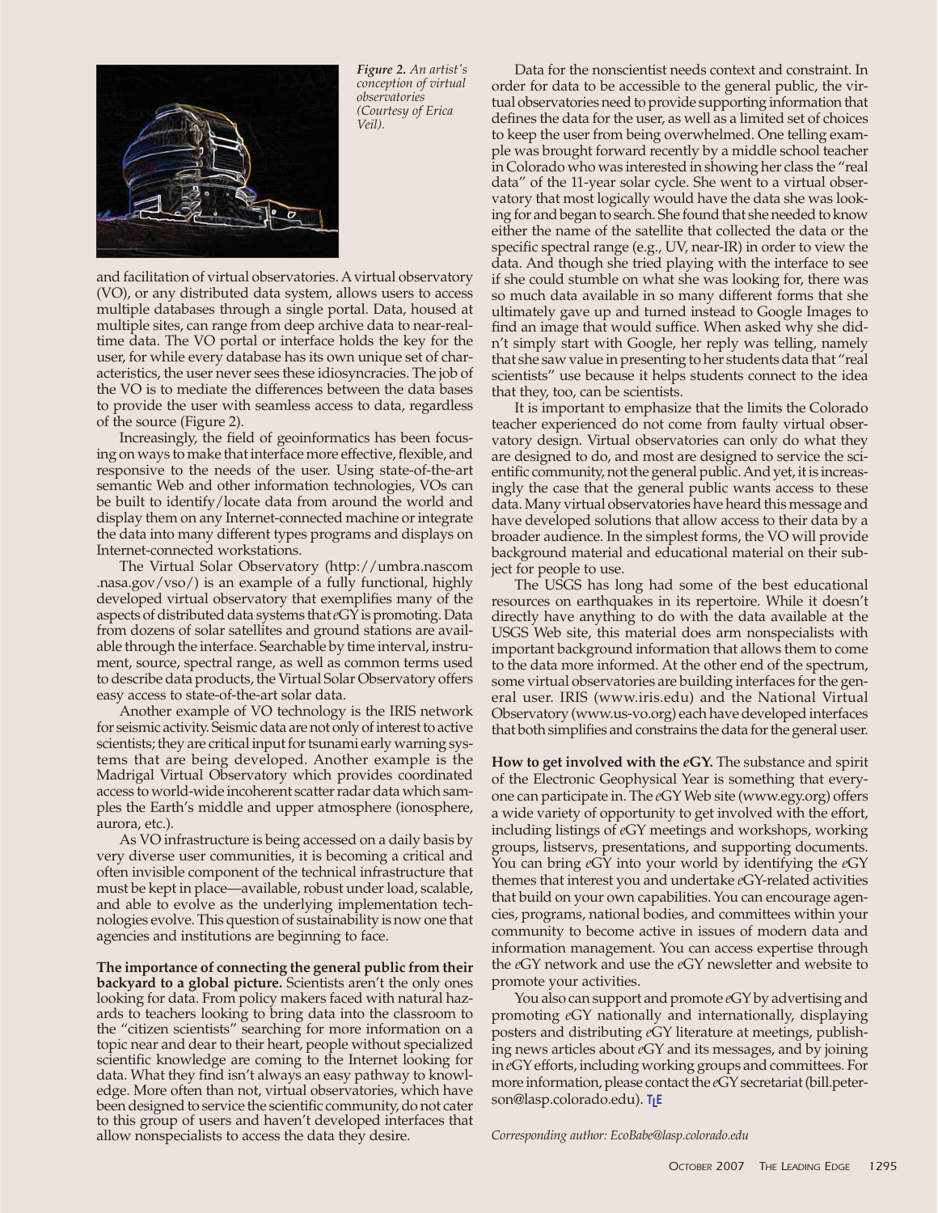*Figure 2. An artist's conception of virtual observatories (Courtesy of Erica Veil).*

and facilitation of virtual observatories. A virtual observatory (VO), or any distributed data system, allows users to access multiple databases through a single portal. Data, housed at multiple sites, can range from deep archive data to near-real-time data. The VO portal or interface holds the key for the user, for while every database has its own unique set of characteristics, the user never sees these idiosyncracies. The job of the VO is to mediate the differences between the data bases to provide the user with seamless access to data, regardless of the source (Figure 2).

Increasingly, the field of geoinformatics has been focusing on ways to make that interface more effective, flexible, and responsive to the needs of the user. Using state-of-the-art semantic Web and other information technologies, VOs can be built to identify/locate data from around the world and display them on any Internet-connected machine or integrate the data into many different types programs and displays on Internet-connected workstations.

The Virtual Solar Observatory (http://umbra.nascom.nasa.gov/vso/) is an example of a fully functional, highly developed virtual observatory that exemplifies many of the aspects of distributed data systems that *e*GY is promoting. Data from dozens of solar satellites and ground stations are available through the interface. Searchable by time interval, instrument, source, spectral range, as well as common terms used to describe data products, the Virtual Solar Observatory offers easy access to state-of-the-art solar data.

Another example of VO technology is the IRIS network for seismic activity. Seismic data are not only of interest to active scientists; they are critical input for tsunami early warning systems that are being developed. Another example is the Madrigal Virtual Observatory which provides coordinated access to world-wide incoherent scatter radar data which samples the Earth's middle and upper atmosphere (ionosphere, aurora, etc.).

As VO infrastructure is being accessed on a daily basis by very diverse user communities, it is becoming a critical and often invisible component of the technical infrastructure that must be kept in place—available, robust under load, scalable, and able to evolve as the underlying implementation technologies evolve. This question of sustainability is now one that agencies and institutions are beginning to face.

**The importance of connecting the general public from their backyard to a global picture.** Scientists aren't the only ones looking for data. From policy makers faced with natural hazards to teachers looking to bring data into the classroom to the "citizen scientists" searching for more information on a topic near and dear to their heart, people without specialized scientific knowledge are coming to the Internet looking for data. What they find isn't always an easy pathway to knowledge. More often than not, virtual observatories, which have been designed to service the scientific community, do not cater to this group of users and haven't developed interfaces that allow nonspecialists to access the data they desire.

Data for the nonscientist needs context and constraint. In order for data to be accessible to the general public, the virtual observatories need to provide supporting information that defines the data for the user, as well as a limited set of choices to keep the user from being overwhelmed. One telling example was brought forward recently by a middle school teacher in Colorado who was interested in showing her class the "real data" of the 11-year solar cycle. She went to a virtual observatory that most logically would have the data she was looking for and began to search. She found that she needed to know either the name of the satellite that collected the data or the specific spectral range (e.g., UV, near-IR) in order to view the data. And though she tried playing with the interface to see if she could stumble on what she was looking for, there was so much data available in so many different forms that she ultimately gave up and turned instead to Google Images to find an image that would suffice. When asked why she didn't simply start with Google, her reply was telling, namely that she saw value in presenting to her students data that "real scientists" use because it helps students connect to the idea that they, too, can be scientists.

It is important to emphasize that the limits the Colorado teacher experienced do not come from faulty virtual observatory design. Virtual observatories can only do what they are designed to do, and most are designed to service the scientific community, not the general public. And yet, it is increasingly the case that the general public wants access to these data. Many virtual observatories have heard this message and have developed solutions that allow access to their data by a broader audience. In the simplest forms, the VO will provide background material and educational material on their subject for people to use.

The USGS has long had some of the best educational resources on earthquakes in its repertoire. While it doesn't directly have anything to do with the data available at the USGS Web site, this material does arm nonspecialists with important background information that allows them to come to the data more informed. At the other end of the spectrum, some virtual observatories are building interfaces for the general user. IRIS (www.iris.edu) and the National Virtual Observatory (www.us-vo.org) each have developed interfaces that both simplifies and constrains the data for the general user.

**How to get involved with the *e*GY.** The substance and spirit of the Electronic Geophysical Year is something that everyone can participate in. The *e*GY Web site (www.egy.org) offers a wide variety of opportunity to get involved with the effort, including listings of *e*GY meetings and workshops, working groups, listservs, presentations, and supporting documents. You can bring *e*GY into your world by identifying the *e*GY themes that interest you and undertake *e*GY-related activities that build on your own capabilities. You can encourage agencies, programs, national bodies, and committees within your community to become active in issues of modern data and information management. You can access expertise through the *e*GY network and use the *e*GY newsletter and website to promote your activities.

You also can support and promote *e*GY by advertising and promoting *e*GY nationally and internationally, displaying posters and distributing *e*GY literature at meetings, publishing news articles about *e*GY and its messages, and by joining in *e*GY efforts, including working groups and committees. For more information, please contact the *e*GY secretariat (bill.peterson@lasp.colorado.edu). TLE

*Corresponding author: EcoBabe@lasp.colorado.edu*